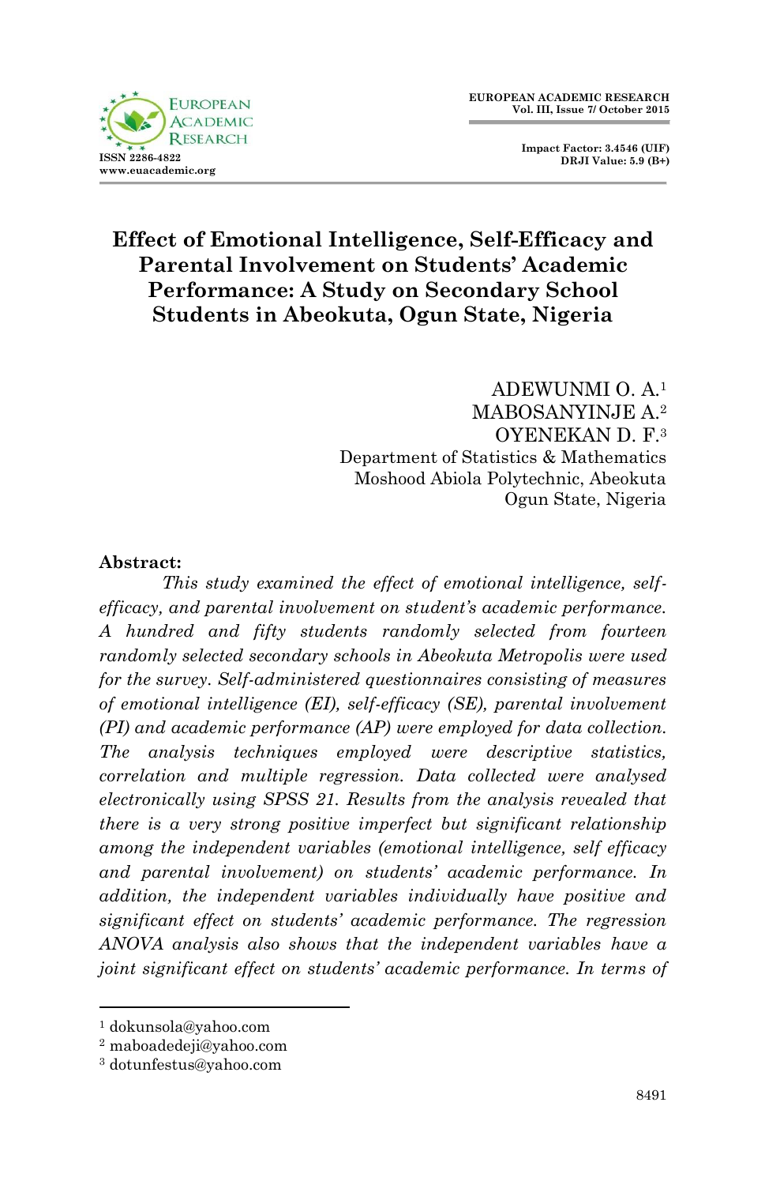# Effect of Emotional Intelligence, Self-Efficacy and Parental Involvement on Students' Academic Performance: A Study on Secondary School Students in Abeokuta, Ogun State, Nigeria

ADEWUNMI O. A.[1]
MABOSANYINJE A.[2]
OYENEKAN D. F.[3]
Department of Statistics & Mathematics
Moshood Abiola Polytechnic, Abeokuta
Ogun State, Nigeria

**Abstract:**

*This study examined the effect of emotional intelligence, self-efficacy, and parental involvement on student's academic performance. A hundred and fifty students randomly selected from fourteen randomly selected secondary schools in Abeokuta Metropolis were used for the survey. Self-administered questionnaires consisting of measures of emotional intelligence (EI), self-efficacy (SE), parental involvement (PI) and academic performance (AP) were employed for data collection. The analysis techniques employed were descriptive statistics, correlation and multiple regression. Data collected were analysed electronically using SPSS 21. Results from the analysis revealed that there is a very strong positive imperfect but significant relationship among the independent variables (emotional intelligence, self efficacy and parental involvement) on students' academic performance. In addition, the independent variables individually have positive and significant effect on students' academic performance. The regression ANOVA analysis also shows that the independent variables have a joint significant effect on students' academic performance. In terms of*

---

[1] dokunsola@yahoo.com
[2] maboadedeji@yahoo.com
[3] dotunfestus@yahoo.com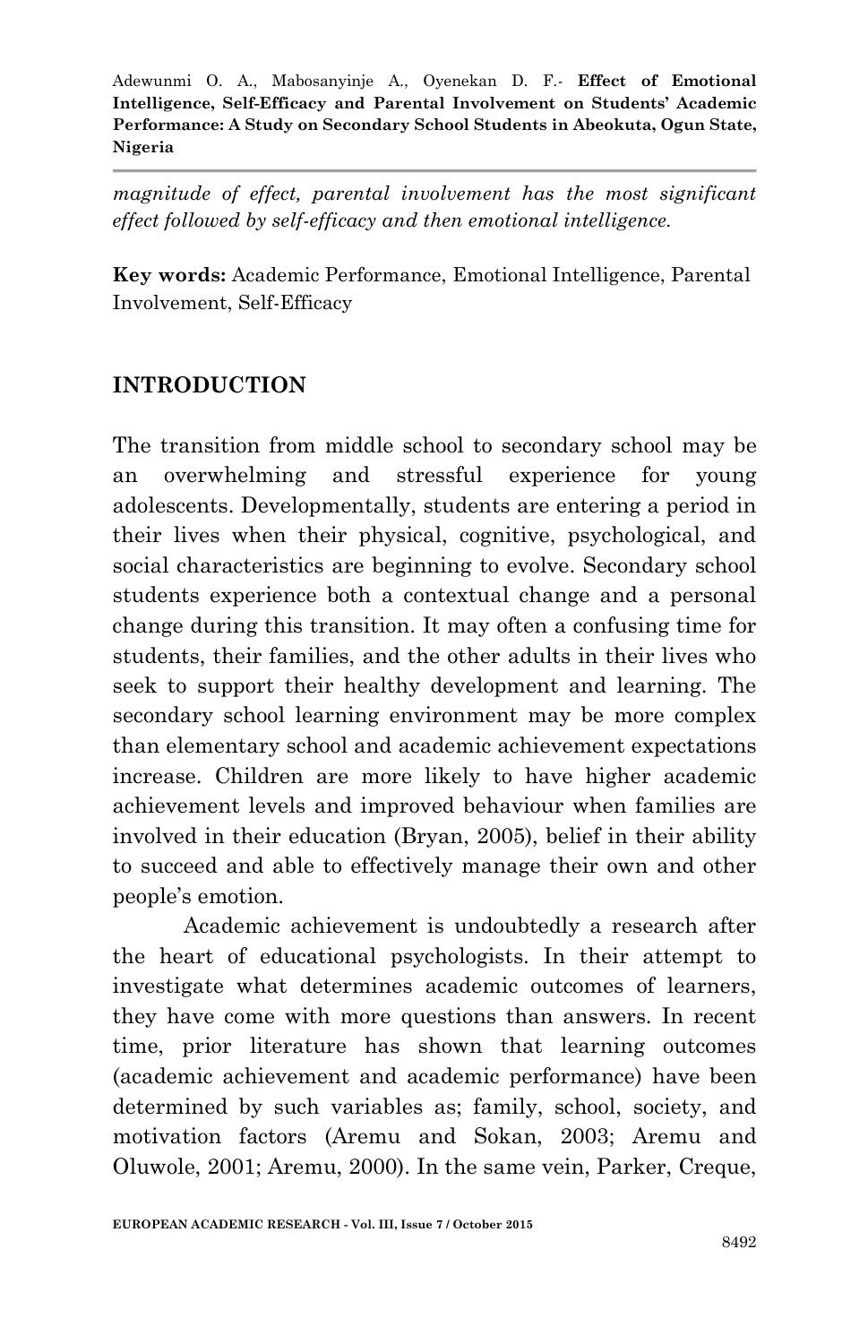*magnitude of effect, parental involvement has the most significant effect followed by self-efficacy and then emotional intelligence.*

**Key words:** Academic Performance, Emotional Intelligence, Parental Involvement, Self-Efficacy

## INTRODUCTION

The transition from middle school to secondary school may be an overwhelming and stressful experience for young adolescents. Developmentally, students are entering a period in their lives when their physical, cognitive, psychological, and social characteristics are beginning to evolve. Secondary school students experience both a contextual change and a personal change during this transition. It may often a confusing time for students, their families, and the other adults in their lives who seek to support their healthy development and learning. The secondary school learning environment may be more complex than elementary school and academic achievement expectations increase. Children are more likely to have higher academic achievement levels and improved behaviour when families are involved in their education (Bryan, 2005), belief in their ability to succeed and able to effectively manage their own and other people's emotion.

Academic achievement is undoubtedly a research after the heart of educational psychologists. In their attempt to investigate what determines academic outcomes of learners, they have come with more questions than answers. In recent time, prior literature has shown that learning outcomes (academic achievement and academic performance) have been determined by such variables as; family, school, society, and motivation factors (Aremu and Sokan, 2003; Aremu and Oluwole, 2001; Aremu, 2000). In the same vein, Parker, Creque,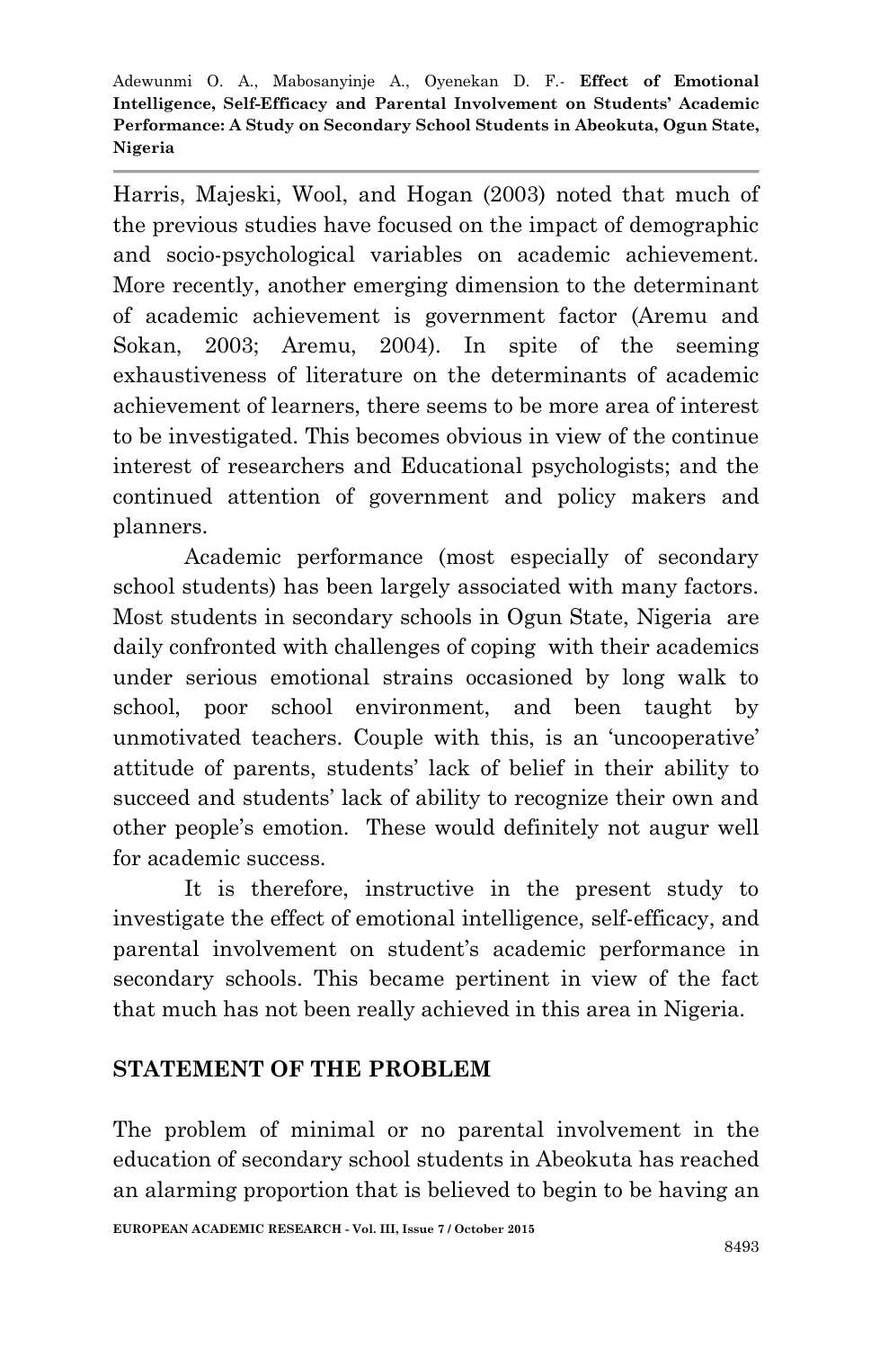Harris, Majeski, Wool, and Hogan (2003) noted that much of the previous studies have focused on the impact of demographic and socio-psychological variables on academic achievement. More recently, another emerging dimension to the determinant of academic achievement is government factor (Aremu and Sokan, 2003; Aremu, 2004). In spite of the seeming exhaustiveness of literature on the determinants of academic achievement of learners, there seems to be more area of interest to be investigated. This becomes obvious in view of the continue interest of researchers and Educational psychologists; and the continued attention of government and policy makers and planners.

Academic performance (most especially of secondary school students) has been largely associated with many factors. Most students in secondary schools in Ogun State, Nigeria are daily confronted with challenges of coping with their academics under serious emotional strains occasioned by long walk to school, poor school environment, and been taught by unmotivated teachers. Couple with this, is an 'uncooperative' attitude of parents, students' lack of belief in their ability to succeed and students' lack of ability to recognize their own and other people's emotion. These would definitely not augur well for academic success.

It is therefore, instructive in the present study to investigate the effect of emotional intelligence, self-efficacy, and parental involvement on student's academic performance in secondary schools. This became pertinent in view of the fact that much has not been really achieved in this area in Nigeria.

## STATEMENT OF THE PROBLEM

The problem of minimal or no parental involvement in the education of secondary school students in Abeokuta has reached an alarming proportion that is believed to begin to be having an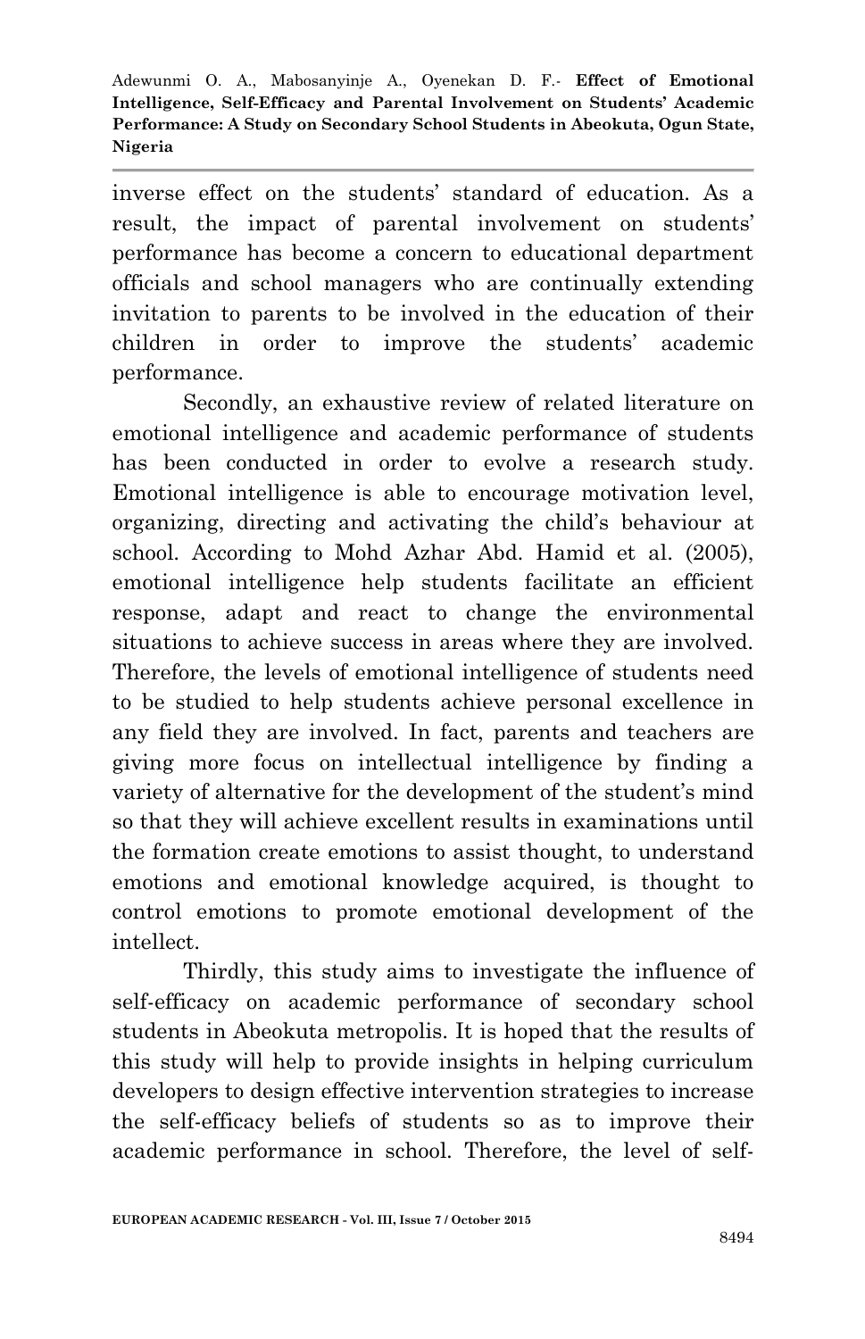inverse effect on the students' standard of education. As a result, the impact of parental involvement on students' performance has become a concern to educational department officials and school managers who are continually extending invitation to parents to be involved in the education of their children in order to improve the students' academic performance.

Secondly, an exhaustive review of related literature on emotional intelligence and academic performance of students has been conducted in order to evolve a research study. Emotional intelligence is able to encourage motivation level, organizing, directing and activating the child's behaviour at school. According to Mohd Azhar Abd. Hamid et al. (2005), emotional intelligence help students facilitate an efficient response, adapt and react to change the environmental situations to achieve success in areas where they are involved. Therefore, the levels of emotional intelligence of students need to be studied to help students achieve personal excellence in any field they are involved. In fact, parents and teachers are giving more focus on intellectual intelligence by finding a variety of alternative for the development of the student's mind so that they will achieve excellent results in examinations until the formation create emotions to assist thought, to understand emotions and emotional knowledge acquired, is thought to control emotions to promote emotional development of the intellect.

Thirdly, this study aims to investigate the influence of self-efficacy on academic performance of secondary school students in Abeokuta metropolis. It is hoped that the results of this study will help to provide insights in helping curriculum developers to design effective intervention strategies to increase the self-efficacy beliefs of students so as to improve their academic performance in school. Therefore, the level of self-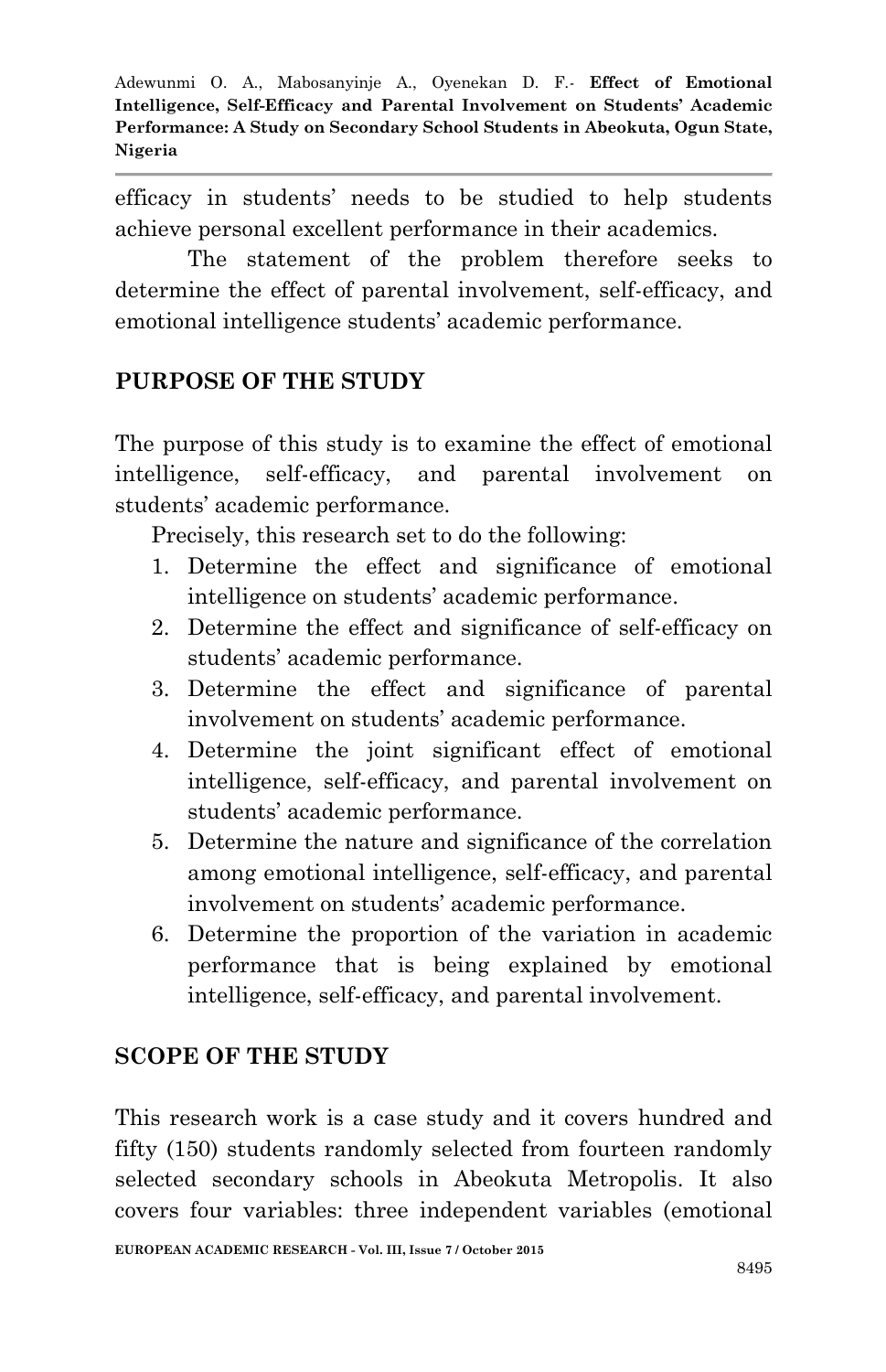efficacy in students' needs to be studied to help students achieve personal excellent performance in their academics.

The statement of the problem therefore seeks to determine the effect of parental involvement, self-efficacy, and emotional intelligence students' academic performance.

## PURPOSE OF THE STUDY

The purpose of this study is to examine the effect of emotional intelligence, self-efficacy, and parental involvement on students' academic performance.

Precisely, this research set to do the following:

1. Determine the effect and significance of emotional intelligence on students' academic performance.
2. Determine the effect and significance of self-efficacy on students' academic performance.
3. Determine the effect and significance of parental involvement on students' academic performance.
4. Determine the joint significant effect of emotional intelligence, self-efficacy, and parental involvement on students' academic performance.
5. Determine the nature and significance of the correlation among emotional intelligence, self-efficacy, and parental involvement on students' academic performance.
6. Determine the proportion of the variation in academic performance that is being explained by emotional intelligence, self-efficacy, and parental involvement.

## SCOPE OF THE STUDY

This research work is a case study and it covers hundred and fifty (150) students randomly selected from fourteen randomly selected secondary schools in Abeokuta Metropolis. It also covers four variables: three independent variables (emotional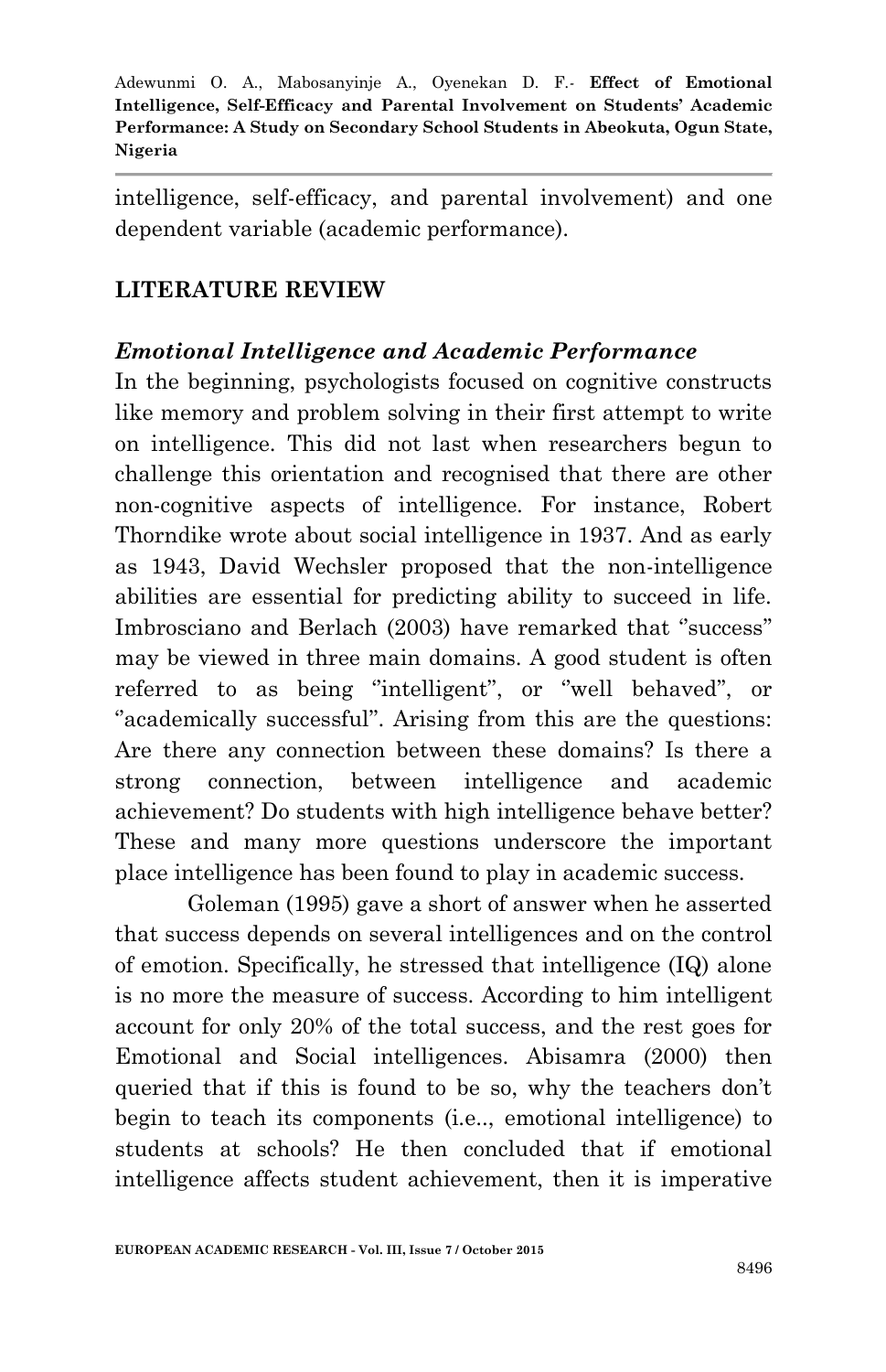intelligence, self-efficacy, and parental involvement) and one dependent variable (academic performance).

## LITERATURE REVIEW

### *Emotional Intelligence and Academic Performance*

In the beginning, psychologists focused on cognitive constructs like memory and problem solving in their first attempt to write on intelligence. This did not last when researchers begun to challenge this orientation and recognised that there are other non-cognitive aspects of intelligence. For instance, Robert Thorndike wrote about social intelligence in 1937. And as early as 1943, David Wechsler proposed that the non-intelligence abilities are essential for predicting ability to succeed in life. Imbrosciano and Berlach (2003) have remarked that ''success" may be viewed in three main domains. A good student is often referred to as being ''intelligent", or ''well behaved", or ''academically successful". Arising from this are the questions: Are there any connection between these domains? Is there a strong connection, between intelligence and academic achievement? Do students with high intelligence behave better? These and many more questions underscore the important place intelligence has been found to play in academic success.

Goleman (1995) gave a short of answer when he asserted that success depends on several intelligences and on the control of emotion. Specifically, he stressed that intelligence (IQ) alone is no more the measure of success. According to him intelligent account for only 20% of the total success, and the rest goes for Emotional and Social intelligences. Abisamra (2000) then queried that if this is found to be so, why the teachers don't begin to teach its components (i.e.., emotional intelligence) to students at schools? He then concluded that if emotional intelligence affects student achievement, then it is imperative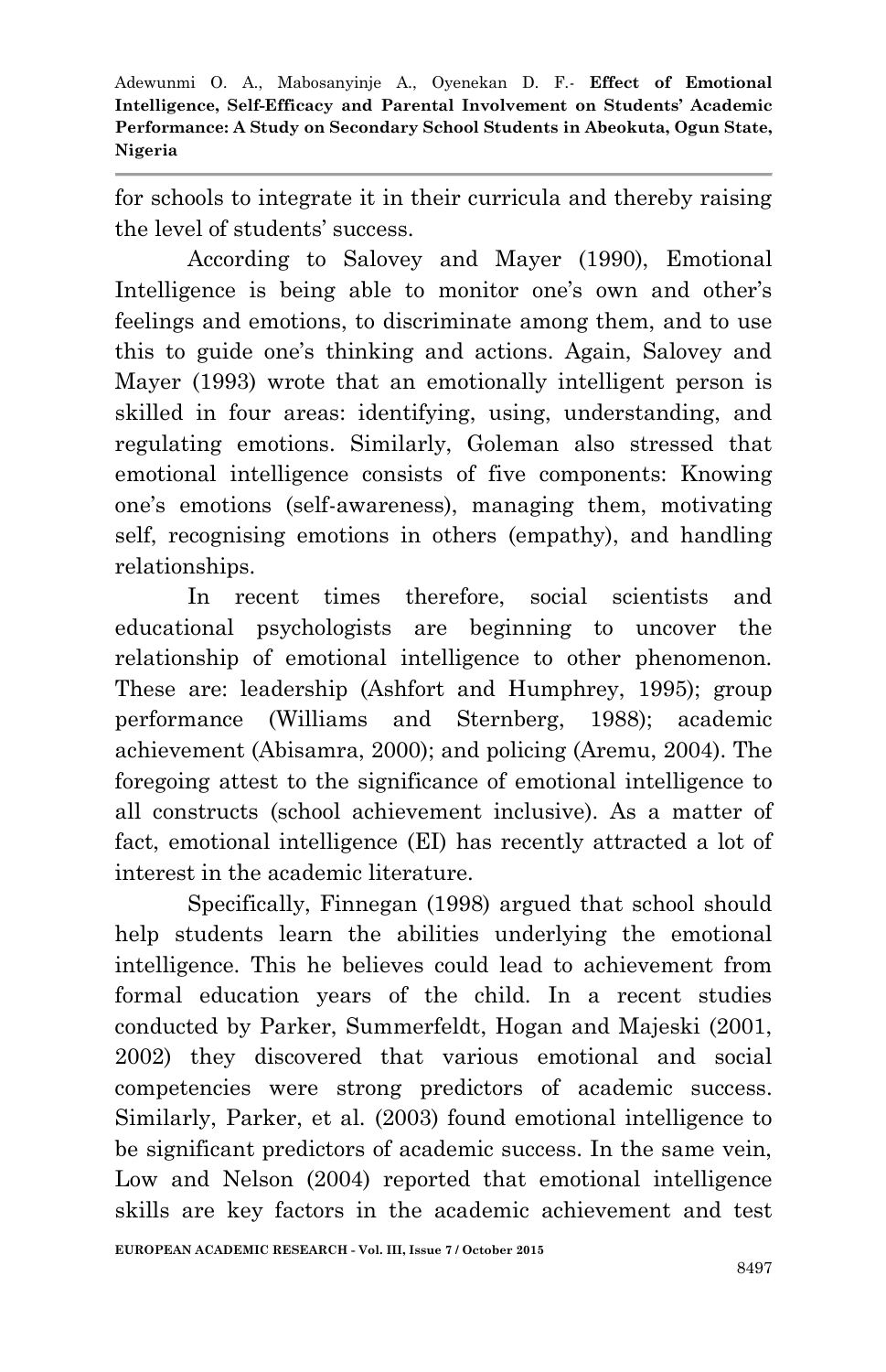for schools to integrate it in their curricula and thereby raising the level of students' success.

According to Salovey and Mayer (1990), Emotional Intelligence is being able to monitor one's own and other's feelings and emotions, to discriminate among them, and to use this to guide one's thinking and actions. Again, Salovey and Mayer (1993) wrote that an emotionally intelligent person is skilled in four areas: identifying, using, understanding, and regulating emotions. Similarly, Goleman also stressed that emotional intelligence consists of five components: Knowing one's emotions (self-awareness), managing them, motivating self, recognising emotions in others (empathy), and handling relationships.

In recent times therefore, social scientists and educational psychologists are beginning to uncover the relationship of emotional intelligence to other phenomenon. These are: leadership (Ashfort and Humphrey, 1995); group performance (Williams and Sternberg, 1988); academic achievement (Abisamra, 2000); and policing (Aremu, 2004). The foregoing attest to the significance of emotional intelligence to all constructs (school achievement inclusive). As a matter of fact, emotional intelligence (EI) has recently attracted a lot of interest in the academic literature.

Specifically, Finnegan (1998) argued that school should help students learn the abilities underlying the emotional intelligence. This he believes could lead to achievement from formal education years of the child. In a recent studies conducted by Parker, Summerfeldt, Hogan and Majeski (2001, 2002) they discovered that various emotional and social competencies were strong predictors of academic success. Similarly, Parker, et al. (2003) found emotional intelligence to be significant predictors of academic success. In the same vein, Low and Nelson (2004) reported that emotional intelligence skills are key factors in the academic achievement and test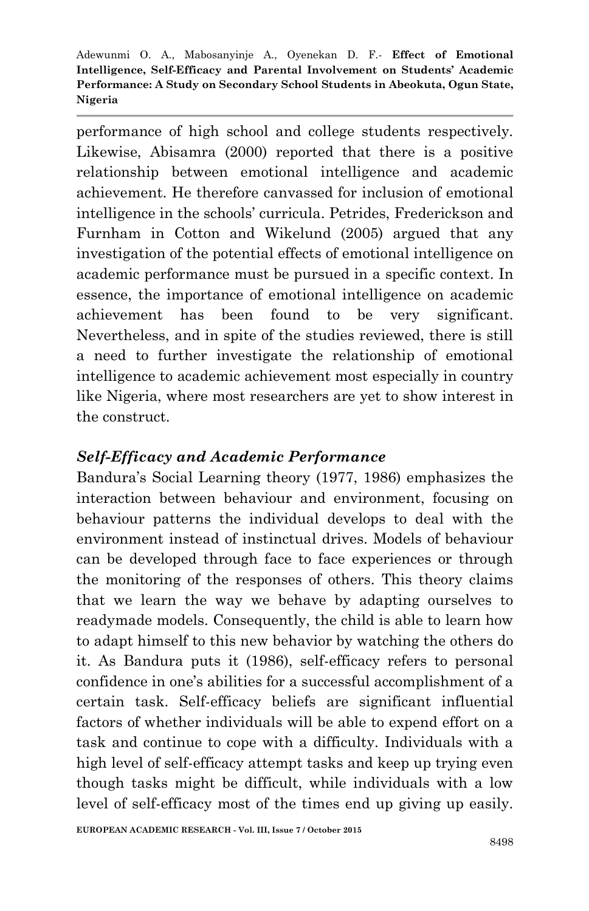performance of high school and college students respectively. Likewise, Abisamra (2000) reported that there is a positive relationship between emotional intelligence and academic achievement. He therefore canvassed for inclusion of emotional intelligence in the schools' curricula. Petrides, Frederickson and Furnham in Cotton and Wikelund (2005) argued that any investigation of the potential effects of emotional intelligence on academic performance must be pursued in a specific context. In essence, the importance of emotional intelligence on academic achievement has been found to be very significant. Nevertheless, and in spite of the studies reviewed, there is still a need to further investigate the relationship of emotional intelligence to academic achievement most especially in country like Nigeria, where most researchers are yet to show interest in the construct.

### *Self-Efficacy and Academic Performance*

Bandura's Social Learning theory (1977, 1986) emphasizes the interaction between behaviour and environment, focusing on behaviour patterns the individual develops to deal with the environment instead of instinctual drives. Models of behaviour can be developed through face to face experiences or through the monitoring of the responses of others. This theory claims that we learn the way we behave by adapting ourselves to readymade models. Consequently, the child is able to learn how to adapt himself to this new behavior by watching the others do it. As Bandura puts it (1986), self-efficacy refers to personal confidence in one's abilities for a successful accomplishment of a certain task. Self-efficacy beliefs are significant influential factors of whether individuals will be able to expend effort on a task and continue to cope with a difficulty. Individuals with a high level of self-efficacy attempt tasks and keep up trying even though tasks might be difficult, while individuals with a low level of self-efficacy most of the times end up giving up easily.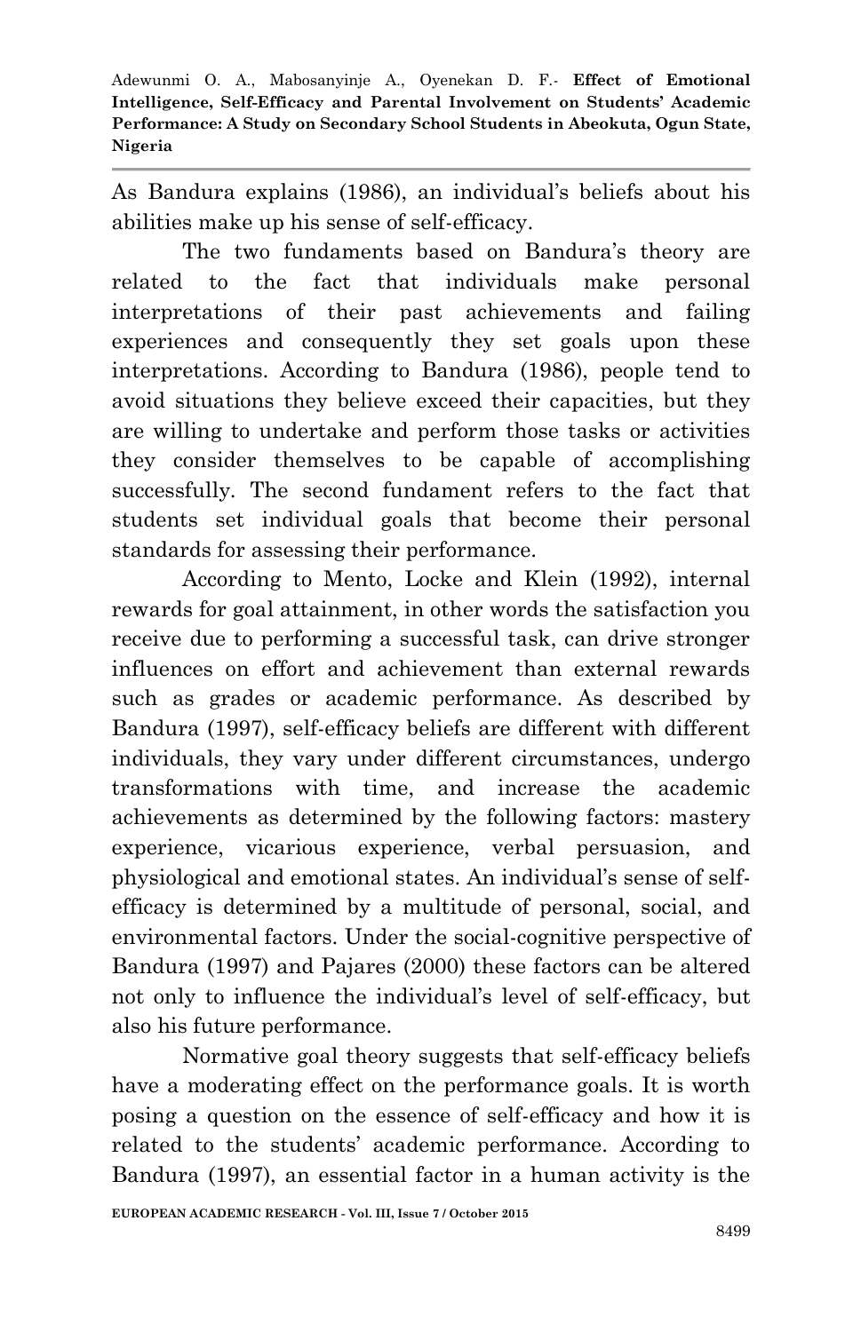As Bandura explains (1986), an individual's beliefs about his abilities make up his sense of self-efficacy.

The two fundaments based on Bandura's theory are related to the fact that individuals make personal interpretations of their past achievements and failing experiences and consequently they set goals upon these interpretations. According to Bandura (1986), people tend to avoid situations they believe exceed their capacities, but they are willing to undertake and perform those tasks or activities they consider themselves to be capable of accomplishing successfully. The second fundament refers to the fact that students set individual goals that become their personal standards for assessing their performance.

According to Mento, Locke and Klein (1992), internal rewards for goal attainment, in other words the satisfaction you receive due to performing a successful task, can drive stronger influences on effort and achievement than external rewards such as grades or academic performance. As described by Bandura (1997), self-efficacy beliefs are different with different individuals, they vary under different circumstances, undergo transformations with time, and increase the academic achievements as determined by the following factors: mastery experience, vicarious experience, verbal persuasion, and physiological and emotional states. An individual's sense of self-efficacy is determined by a multitude of personal, social, and environmental factors. Under the social-cognitive perspective of Bandura (1997) and Pajares (2000) these factors can be altered not only to influence the individual's level of self-efficacy, but also his future performance.

Normative goal theory suggests that self-efficacy beliefs have a moderating effect on the performance goals. It is worth posing a question on the essence of self-efficacy and how it is related to the students' academic performance. According to Bandura (1997), an essential factor in a human activity is the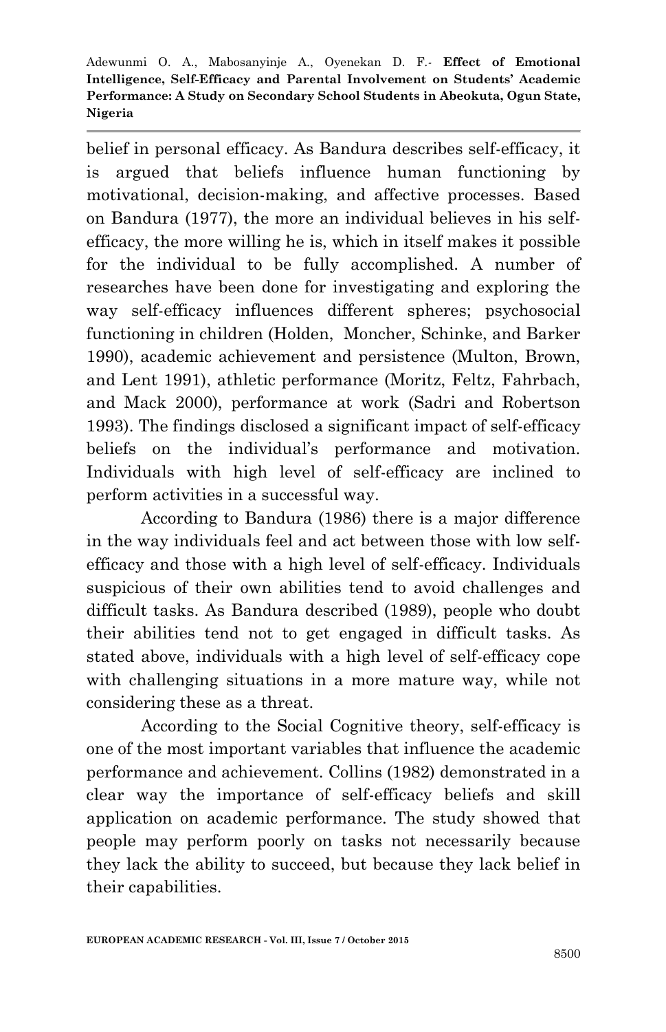belief in personal efficacy. As Bandura describes self-efficacy, it is argued that beliefs influence human functioning by motivational, decision-making, and affective processes. Based on Bandura (1977), the more an individual believes in his self-efficacy, the more willing he is, which in itself makes it possible for the individual to be fully accomplished. A number of researches have been done for investigating and exploring the way self-efficacy influences different spheres; psychosocial functioning in children (Holden, Moncher, Schinke, and Barker 1990), academic achievement and persistence (Multon, Brown, and Lent 1991), athletic performance (Moritz, Feltz, Fahrbach, and Mack 2000), performance at work (Sadri and Robertson 1993). The findings disclosed a significant impact of self-efficacy beliefs on the individual's performance and motivation. Individuals with high level of self-efficacy are inclined to perform activities in a successful way.

According to Bandura (1986) there is a major difference in the way individuals feel and act between those with low self-efficacy and those with a high level of self-efficacy. Individuals suspicious of their own abilities tend to avoid challenges and difficult tasks. As Bandura described (1989), people who doubt their abilities tend not to get engaged in difficult tasks. As stated above, individuals with a high level of self-efficacy cope with challenging situations in a more mature way, while not considering these as a threat.

According to the Social Cognitive theory, self-efficacy is one of the most important variables that influence the academic performance and achievement. Collins (1982) demonstrated in a clear way the importance of self-efficacy beliefs and skill application on academic performance. The study showed that people may perform poorly on tasks not necessarily because they lack the ability to succeed, but because they lack belief in their capabilities.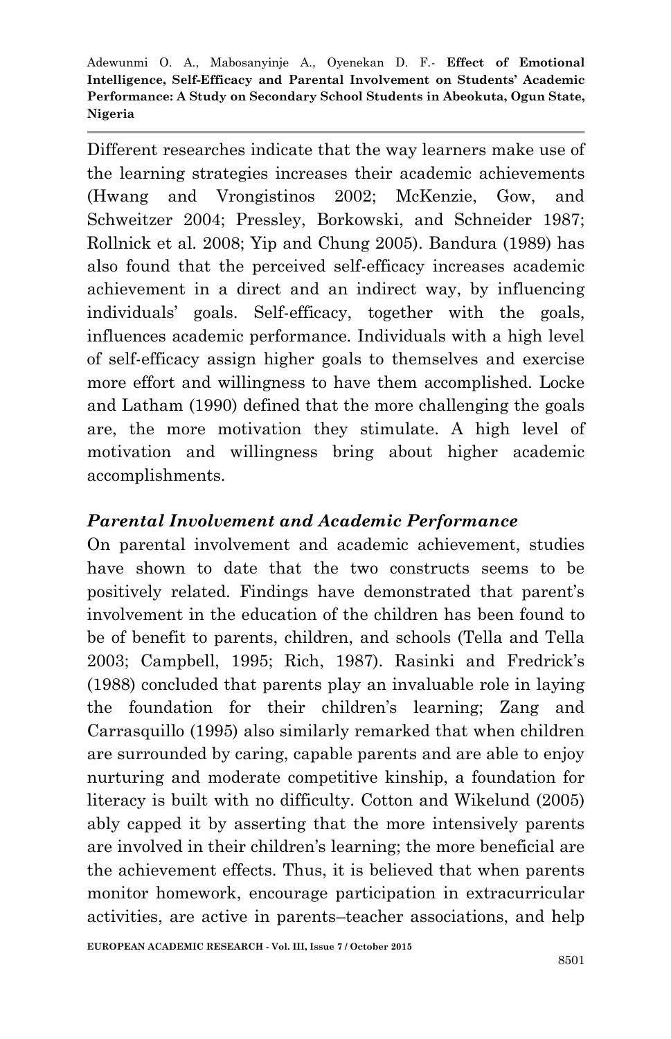Different researches indicate that the way learners make use of the learning strategies increases their academic achievements (Hwang and Vrongistinos 2002; McKenzie, Gow, and Schweitzer 2004; Pressley, Borkowski, and Schneider 1987; Rollnick et al. 2008; Yip and Chung 2005). Bandura (1989) has also found that the perceived self-efficacy increases academic achievement in a direct and an indirect way, by influencing individuals' goals. Self-efficacy, together with the goals, influences academic performance. Individuals with a high level of self-efficacy assign higher goals to themselves and exercise more effort and willingness to have them accomplished. Locke and Latham (1990) defined that the more challenging the goals are, the more motivation they stimulate. A high level of motivation and willingness bring about higher academic accomplishments.

### *Parental Involvement and Academic Performance*

On parental involvement and academic achievement, studies have shown to date that the two constructs seems to be positively related. Findings have demonstrated that parent's involvement in the education of the children has been found to be of benefit to parents, children, and schools (Tella and Tella 2003; Campbell, 1995; Rich, 1987). Rasinki and Fredrick's (1988) concluded that parents play an invaluable role in laying the foundation for their children's learning; Zang and Carrasquillo (1995) also similarly remarked that when children are surrounded by caring, capable parents and are able to enjoy nurturing and moderate competitive kinship, a foundation for literacy is built with no difficulty. Cotton and Wikelund (2005) ably capped it by asserting that the more intensively parents are involved in their children's learning; the more beneficial are the achievement effects. Thus, it is believed that when parents monitor homework, encourage participation in extracurricular activities, are active in parents–teacher associations, and help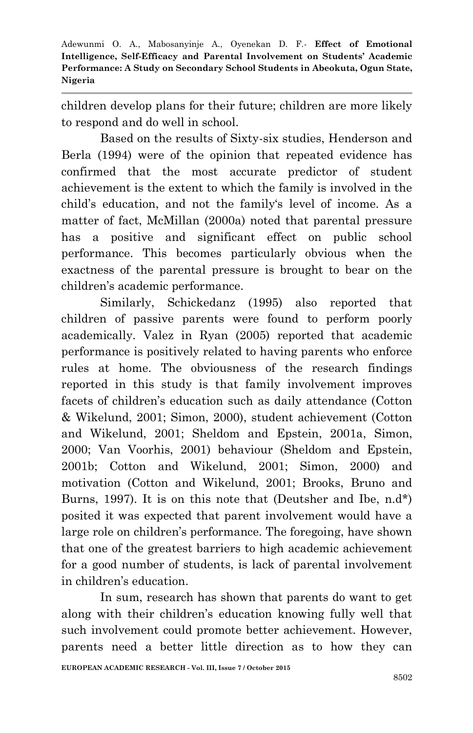children develop plans for their future; children are more likely to respond and do well in school.

Based on the results of Sixty-six studies, Henderson and Berla (1994) were of the opinion that repeated evidence has confirmed that the most accurate predictor of student achievement is the extent to which the family is involved in the child's education, and not the family‘s level of income. As a matter of fact, McMillan (2000a) noted that parental pressure has a positive and significant effect on public school performance. This becomes particularly obvious when the exactness of the parental pressure is brought to bear on the children's academic performance.

Similarly, Schickedanz (1995) also reported that children of passive parents were found to perform poorly academically. Valez in Ryan (2005) reported that academic performance is positively related to having parents who enforce rules at home. The obviousness of the research findings reported in this study is that family involvement improves facets of children's education such as daily attendance (Cotton & Wikelund, 2001; Simon, 2000), student achievement (Cotton and Wikelund, 2001; Sheldom and Epstein, 2001a, Simon, 2000; Van Voorhis, 2001) behaviour (Sheldom and Epstein, 2001b; Cotton and Wikelund, 2001; Simon, 2000) and motivation (Cotton and Wikelund, 2001; Brooks, Bruno and Burns, 1997). It is on this note that (Deutsher and Ibe, n.d*) posited it was expected that parent involvement would have a large role on children's performance. The foregoing, have shown that one of the greatest barriers to high academic achievement for a good number of students, is lack of parental involvement in children's education.

In sum, research has shown that parents do want to get along with their children's education knowing fully well that such involvement could promote better achievement. However, parents need a better little direction as to how they can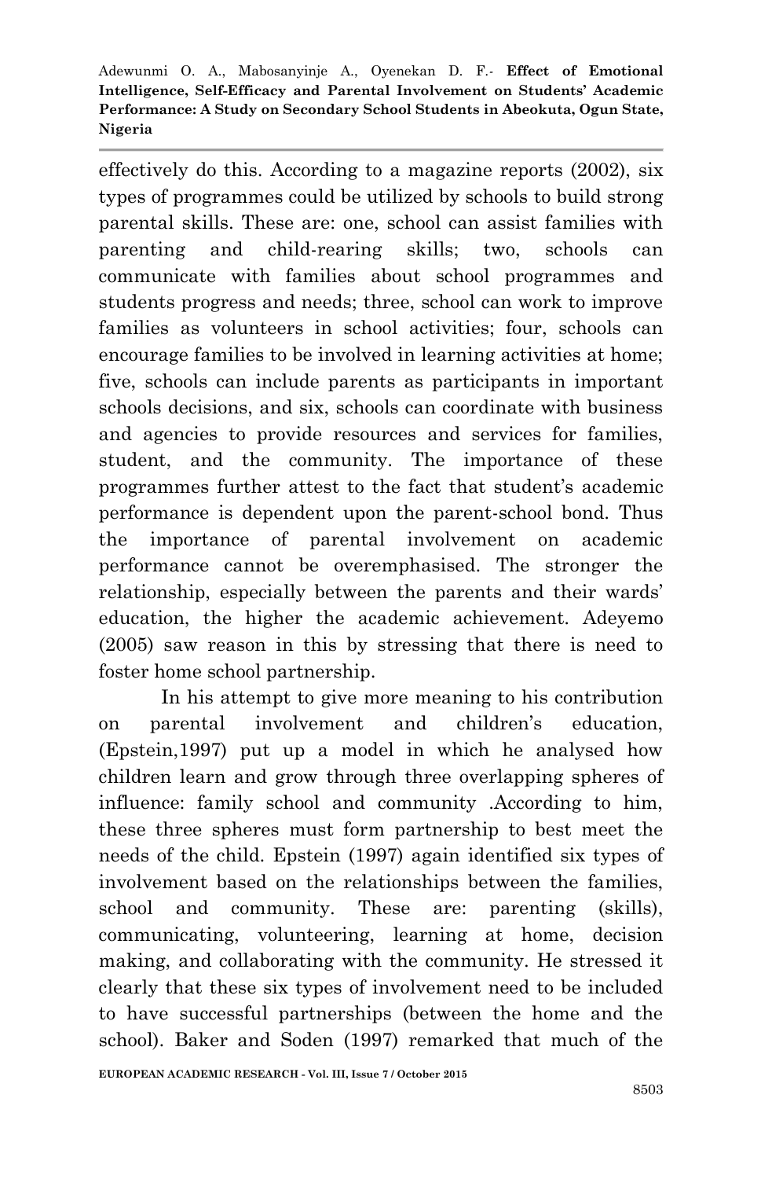effectively do this. According to a magazine reports (2002), six types of programmes could be utilized by schools to build strong parental skills. These are: one, school can assist families with parenting and child-rearing skills; two, schools can communicate with families about school programmes and students progress and needs; three, school can work to improve families as volunteers in school activities; four, schools can encourage families to be involved in learning activities at home; five, schools can include parents as participants in important schools decisions, and six, schools can coordinate with business and agencies to provide resources and services for families, student, and the community. The importance of these programmes further attest to the fact that student's academic performance is dependent upon the parent-school bond. Thus the importance of parental involvement on academic performance cannot be overemphasised. The stronger the relationship, especially between the parents and their wards' education, the higher the academic achievement. Adeyemo (2005) saw reason in this by stressing that there is need to foster home school partnership.

In his attempt to give more meaning to his contribution on parental involvement and children's education, (Epstein,1997) put up a model in which he analysed how children learn and grow through three overlapping spheres of influence: family school and community .According to him, these three spheres must form partnership to best meet the needs of the child. Epstein (1997) again identified six types of involvement based on the relationships between the families, school and community. These are: parenting (skills), communicating, volunteering, learning at home, decision making, and collaborating with the community. He stressed it clearly that these six types of involvement need to be included to have successful partnerships (between the home and the school). Baker and Soden (1997) remarked that much of the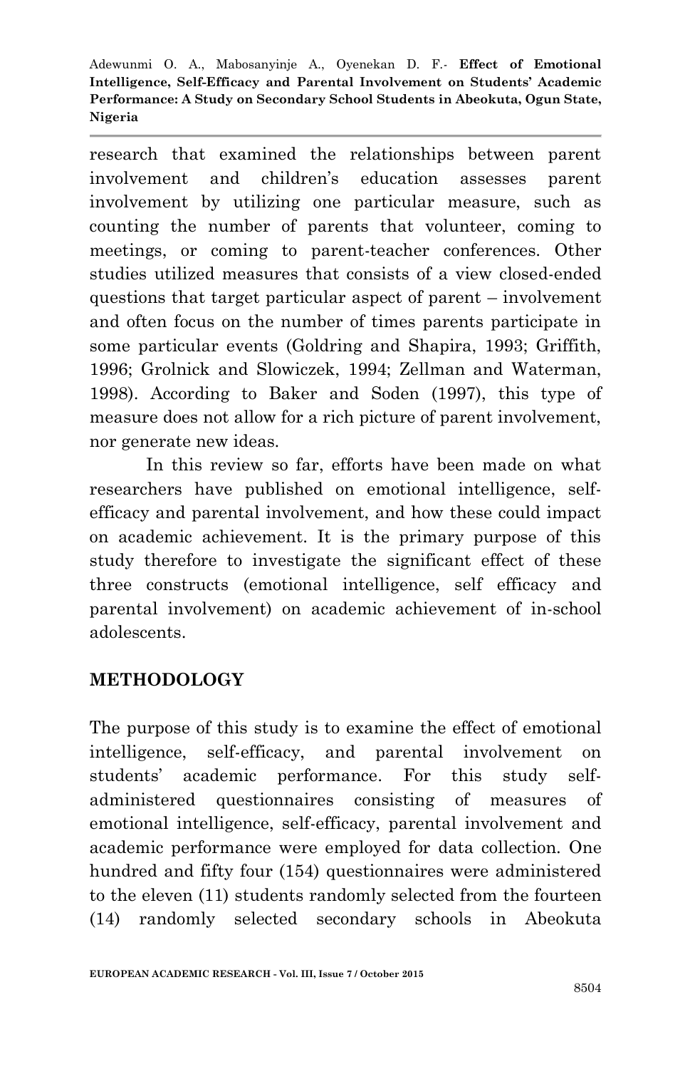research that examined the relationships between parent involvement and children's education assesses parent involvement by utilizing one particular measure, such as counting the number of parents that volunteer, coming to meetings, or coming to parent-teacher conferences. Other studies utilized measures that consists of a view closed-ended questions that target particular aspect of parent – involvement and often focus on the number of times parents participate in some particular events (Goldring and Shapira, 1993; Griffith, 1996; Grolnick and Slowiczek, 1994; Zellman and Waterman, 1998). According to Baker and Soden (1997), this type of measure does not allow for a rich picture of parent involvement, nor generate new ideas.

In this review so far, efforts have been made on what researchers have published on emotional intelligence, self-efficacy and parental involvement, and how these could impact on academic achievement. It is the primary purpose of this study therefore to investigate the significant effect of these three constructs (emotional intelligence, self efficacy and parental involvement) on academic achievement of in-school adolescents.

## METHODOLOGY

The purpose of this study is to examine the effect of emotional intelligence, self-efficacy, and parental involvement on students' academic performance. For this study self-administered questionnaires consisting of measures of emotional intelligence, self-efficacy, parental involvement and academic performance were employed for data collection. One hundred and fifty four (154) questionnaires were administered to the eleven (11) students randomly selected from the fourteen (14) randomly selected secondary schools in Abeokuta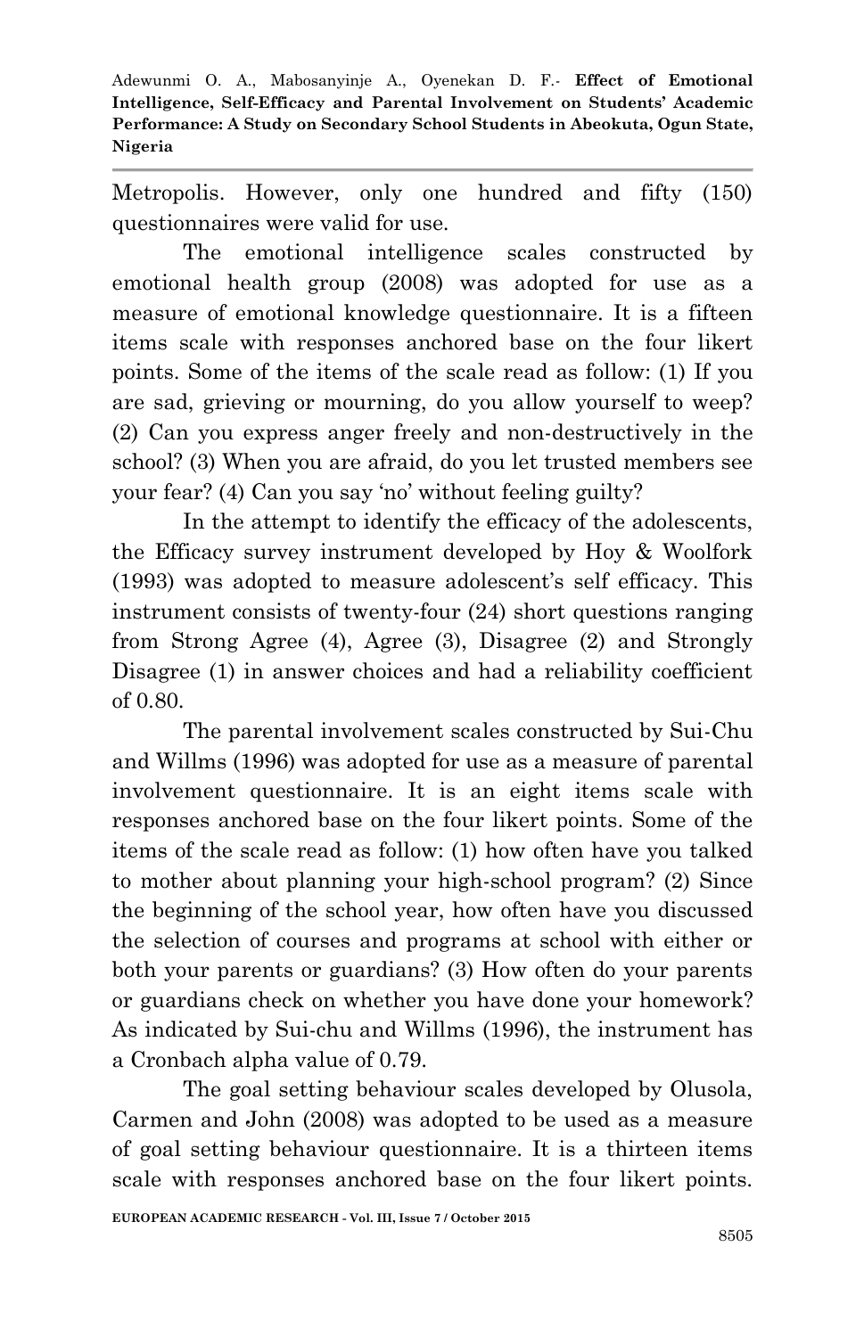Metropolis. However, only one hundred and fifty (150) questionnaires were valid for use.

The emotional intelligence scales constructed by emotional health group (2008) was adopted for use as a measure of emotional knowledge questionnaire. It is a fifteen items scale with responses anchored base on the four likert points. Some of the items of the scale read as follow: (1) If you are sad, grieving or mourning, do you allow yourself to weep? (2) Can you express anger freely and non-destructively in the school? (3) When you are afraid, do you let trusted members see your fear? (4) Can you say 'no' without feeling guilty?

In the attempt to identify the efficacy of the adolescents, the Efficacy survey instrument developed by Hoy & Woolfork (1993) was adopted to measure adolescent's self efficacy. This instrument consists of twenty-four (24) short questions ranging from Strong Agree (4), Agree (3), Disagree (2) and Strongly Disagree (1) in answer choices and had a reliability coefficient of 0.80.

The parental involvement scales constructed by Sui-Chu and Willms (1996) was adopted for use as a measure of parental involvement questionnaire. It is an eight items scale with responses anchored base on the four likert points. Some of the items of the scale read as follow: (1) how often have you talked to mother about planning your high-school program? (2) Since the beginning of the school year, how often have you discussed the selection of courses and programs at school with either or both your parents or guardians? (3) How often do your parents or guardians check on whether you have done your homework? As indicated by Sui-chu and Willms (1996), the instrument has a Cronbach alpha value of 0.79.

The goal setting behaviour scales developed by Olusola, Carmen and John (2008) was adopted to be used as a measure of goal setting behaviour questionnaire. It is a thirteen items scale with responses anchored base on the four likert points.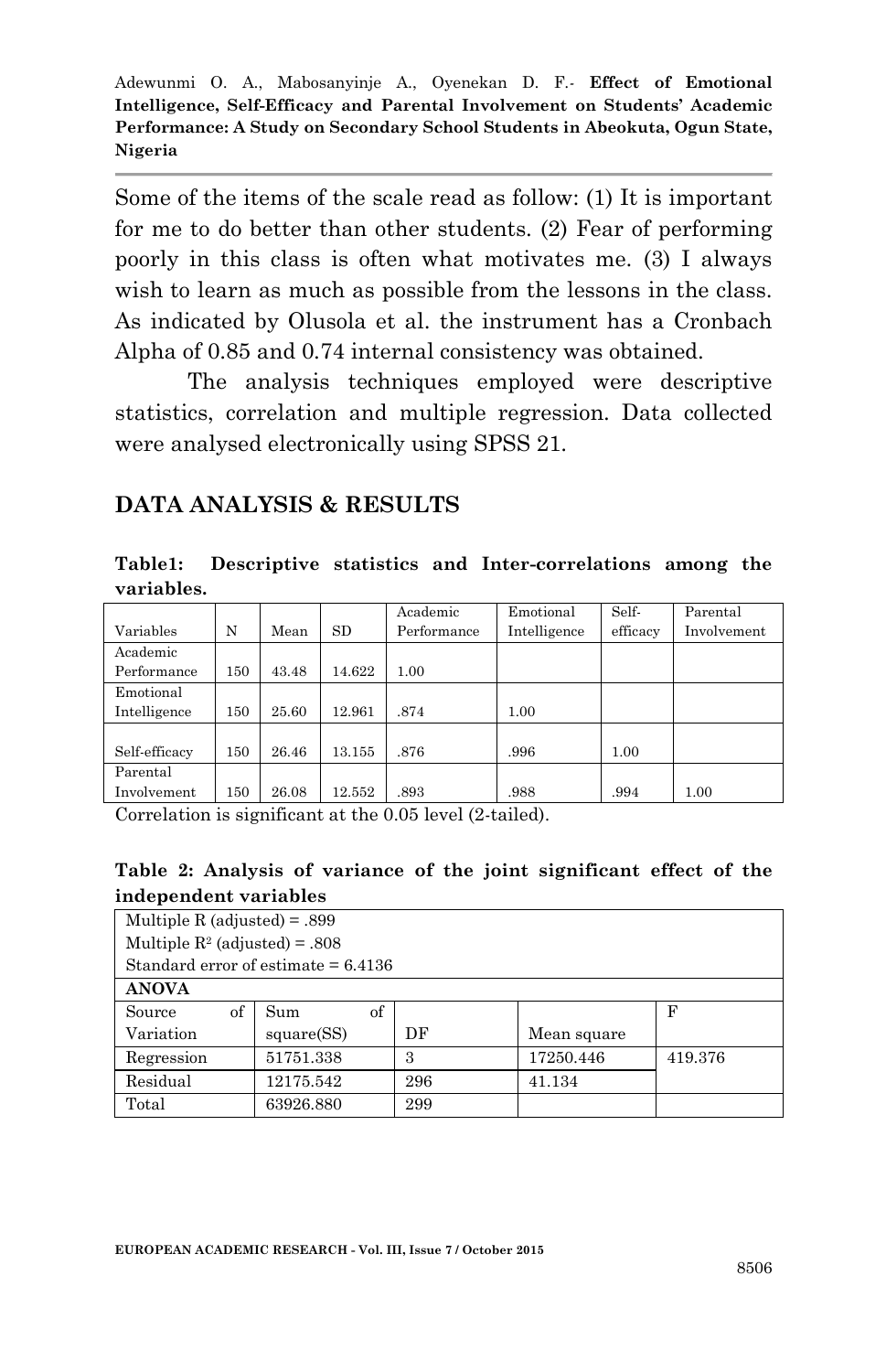Some of the items of the scale read as follow: (1) It is important for me to do better than other students. (2) Fear of performing poorly in this class is often what motivates me. (3) I always wish to learn as much as possible from the lessons in the class. As indicated by Olusola et al. the instrument has a Cronbach Alpha of 0.85 and 0.74 internal consistency was obtained.

The analysis techniques employed were descriptive statistics, correlation and multiple regression. Data collected were analysed electronically using SPSS 21.

## DATA ANALYSIS & RESULTS

**Table1: Descriptive statistics and Inter-correlations among the variables.**

| Variables | N | Mean | SD | Academic Performance | Emotional Intelligence | Self-efficacy | Parental Involvement |
|---|---|---|---|---|---|---|---|
| Academic Performance | 150 | 43.48 | 14.622 | 1.00 | | | |
| Emotional Intelligence | 150 | 25.60 | 12.961 | .874 | 1.00 | | |
| Self-efficacy | 150 | 26.46 | 13.155 | .876 | .996 | 1.00 | |
| Parental Involvement | 150 | 26.08 | 12.552 | .893 | .988 | .994 | 1.00 |

Correlation is significant at the 0.05 level (2-tailed).

**Table 2: Analysis of variance of the joint significant effect of the independent variables**

| Multiple R (adjusted) = .899<br>Multiple $R^2$ (adjusted) = .808<br>Standard error of estimate = 6.4136 | | | | |
|---|---|---|---|---|
| **ANOVA** | | | | |
| Source of Variation | Sum of square(SS) | DF | Mean square | F |
| Regression | 51751.338 | 3 | 17250.446 | 419.376 |
| Residual | 12175.542 | 296 | 41.134 | |
| Total | 63926.880 | 299 | | |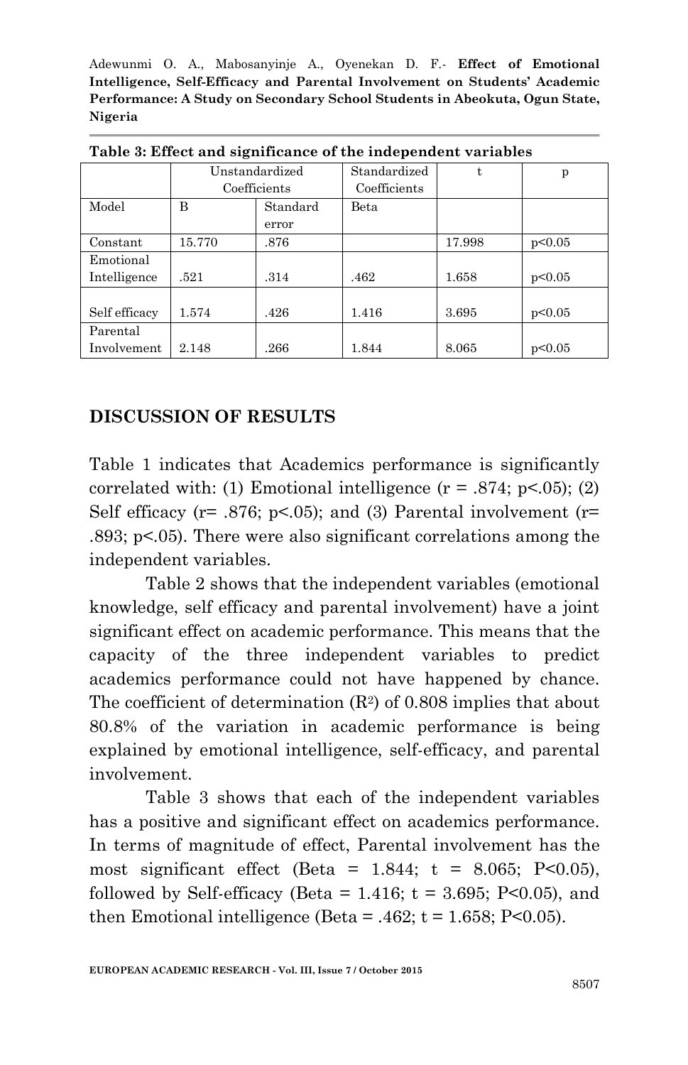**Table 3: Effect and significance of the independent variables**

| | Unstandardized Coefficients | | Standardized Coefficients | t | p |
|---|---|---|---|---|---|
| Model | B | Standard error | Beta | | |
| Constant | 15.770 | .876 | | 17.998 | $p<0.05$ |
| Emotional Intelligence | .521 | .314 | .462 | 1.658 | $p<0.05$ |
| Self efficacy | 1.574 | .426 | 1.416 | 3.695 | $p<0.05$ |
| Parental Involvement | 2.148 | .266 | 1.844 | 8.065 | $p<0.05$ |

## DISCUSSION OF RESULTS

Table 1 indicates that Academics performance is significantly correlated with: (1) Emotional intelligence ($r = .874$; $p<.05$); (2) Self efficacy ($r= .876$; $p<.05$); and (3) Parental involvement ($r= .893$; $p<.05$). There were also significant correlations among the independent variables.

Table 2 shows that the independent variables (emotional knowledge, self efficacy and parental involvement) have a joint significant effect on academic performance. This means that the capacity of the three independent variables to predict academics performance could not have happened by chance. The coefficient of determination ($R^2$) of 0.808 implies that about 80.8% of the variation in academic performance is being explained by emotional intelligence, self-efficacy, and parental involvement.

Table 3 shows that each of the independent variables has a positive and significant effect on academics performance. In terms of magnitude of effect, Parental involvement has the most significant effect (Beta = 1.844; $t = 8.065$; $P<0.05$), followed by Self-efficacy (Beta = 1.416; $t = 3.695$; $P<0.05$), and then Emotional intelligence (Beta = .462; $t = 1.658$; $P<0.05$).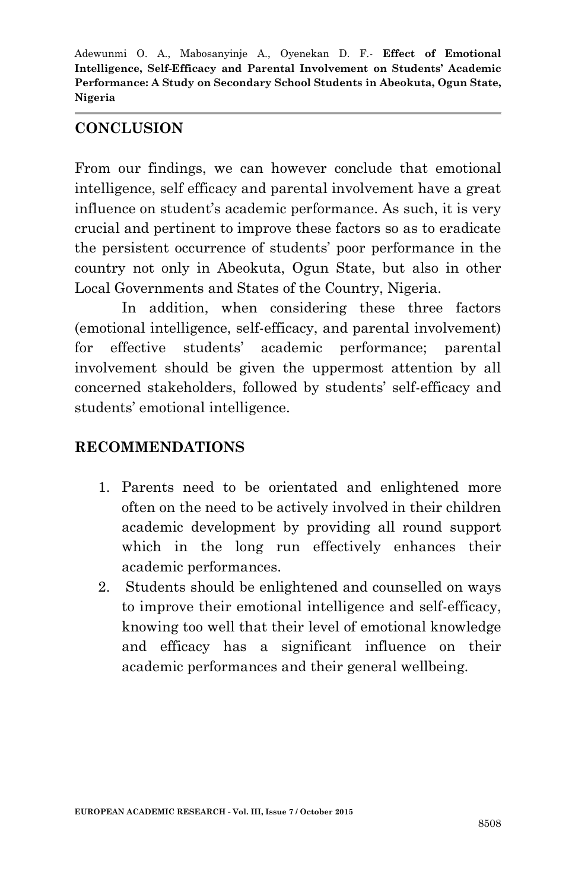## CONCLUSION

From our findings, we can however conclude that emotional intelligence, self efficacy and parental involvement have a great influence on student's academic performance. As such, it is very crucial and pertinent to improve these factors so as to eradicate the persistent occurrence of students' poor performance in the country not only in Abeokuta, Ogun State, but also in other Local Governments and States of the Country, Nigeria.

In addition, when considering these three factors (emotional intelligence, self-efficacy, and parental involvement) for effective students' academic performance; parental involvement should be given the uppermost attention by all concerned stakeholders, followed by students' self-efficacy and students' emotional intelligence.

## RECOMMENDATIONS

1. Parents need to be orientated and enlightened more often on the need to be actively involved in their children academic development by providing all round support which in the long run effectively enhances their academic performances.
2. Students should be enlightened and counselled on ways to improve their emotional intelligence and self-efficacy, knowing too well that their level of emotional knowledge and efficacy has a significant influence on their academic performances and their general wellbeing.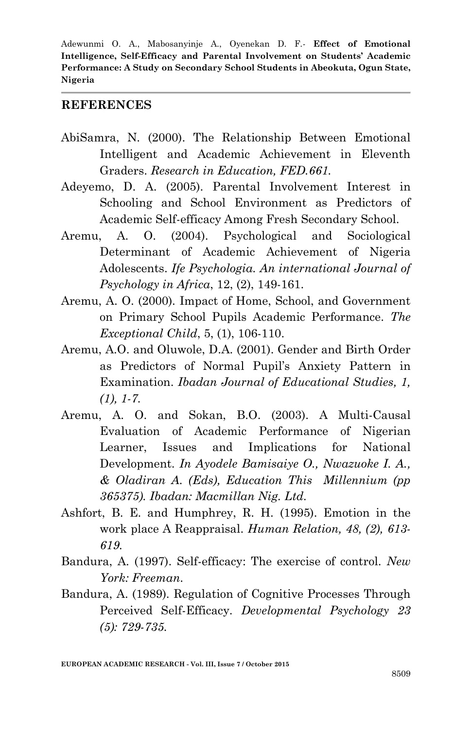## REFERENCES

AbiSamra, N. (2000). The Relationship Between Emotional Intelligent and Academic Achievement in Eleventh Graders. *Research in Education, FED.661.*

Adeyemo, D. A. (2005). Parental Involvement Interest in Schooling and School Environment as Predictors of Academic Self-efficacy Among Fresh Secondary School.

Aremu, A. O. (2004). Psychological and Sociological Determinant of Academic Achievement of Nigeria Adolescents. *Ife Psychologia. An international Journal of Psychology in Africa*, 12, (2), 149-161.

Aremu, A. O. (2000). Impact of Home, School, and Government on Primary School Pupils Academic Performance. *The Exceptional Child*, 5, (1), 106-110.

Aremu, A.O. and Oluwole, D.A. (2001). Gender and Birth Order as Predictors of Normal Pupil's Anxiety Pattern in Examination. *Ibadan Journal of Educational Studies, 1, (1), 1-7.*

Aremu, A. O. and Sokan, B.O. (2003). A Multi-Causal Evaluation of Academic Performance of Nigerian Learner, Issues and Implications for National Development. *In Ayodele Bamisaiye O., Nwazuoke I. A., & Oladiran A. (Eds), Education This Millennium (pp 365375). Ibadan: Macmillan Nig. Ltd.*

Ashfort, B. E. and Humphrey, R. H. (1995). Emotion in the work place A Reappraisal. *Human Relation, 48, (2), 613-619.*

Bandura, A. (1997). Self-efficacy: The exercise of control. *New York: Freeman.*

Bandura, A. (1989). Regulation of Cognitive Processes Through Perceived Self-Efficacy. *Developmental Psychology 23 (5): 729-735.*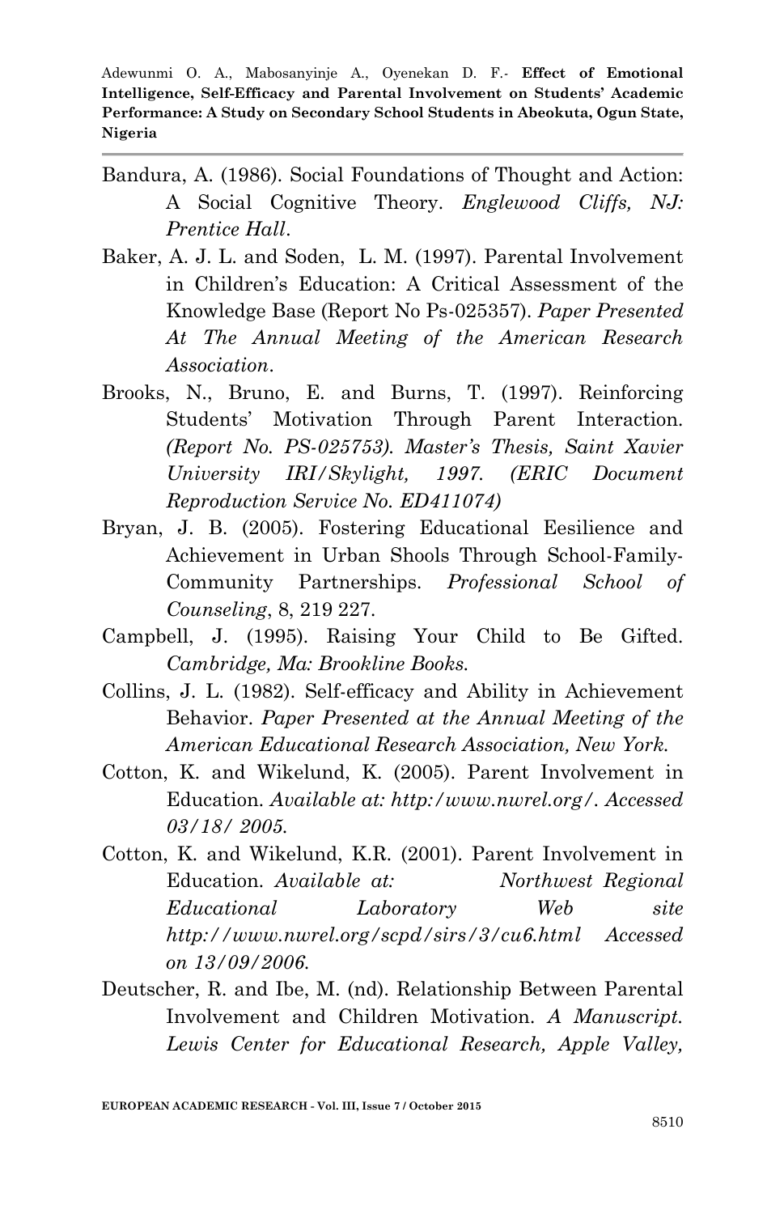Bandura, A. (1986). Social Foundations of Thought and Action: A Social Cognitive Theory. *Englewood Cliffs, NJ: Prentice Hall*.

Baker, A. J. L. and Soden, L. M. (1997). Parental Involvement in Children's Education: A Critical Assessment of the Knowledge Base (Report No Ps-025357). *Paper Presented At The Annual Meeting of the American Research Association*.

Brooks, N., Bruno, E. and Burns, T. (1997). Reinforcing Students' Motivation Through Parent Interaction. *(Report No. PS-025753). Master's Thesis, Saint Xavier University IRI/Skylight, 1997. (ERIC Document Reproduction Service No. ED411074)*

Bryan, J. B. (2005). Fostering Educational Eesilience and Achievement in Urban Shools Through School-Family-Community Partnerships. *Professional School of Counseling*, 8, 219 227.

Campbell, J. (1995). Raising Your Child to Be Gifted. *Cambridge, Ma: Brookline Books.*

Collins, J. L. (1982). Self-efficacy and Ability in Achievement Behavior. *Paper Presented at the Annual Meeting of the American Educational Research Association, New York.*

Cotton, K. and Wikelund, K. (2005). Parent Involvement in Education. *Available at: http:/www.nwrel.org/. Accessed 03/18/ 2005.*

Cotton, K. and Wikelund, K.R. (2001). Parent Involvement in Education. *Available at: Northwest Regional Educational Laboratory Web site http://www.nwrel.org/scpd/sirs/3/cu6.html Accessed on 13/09/2006.*

Deutscher, R. and Ibe, M. (nd). Relationship Between Parental Involvement and Children Motivation. *A Manuscript. Lewis Center for Educational Research, Apple Valley,*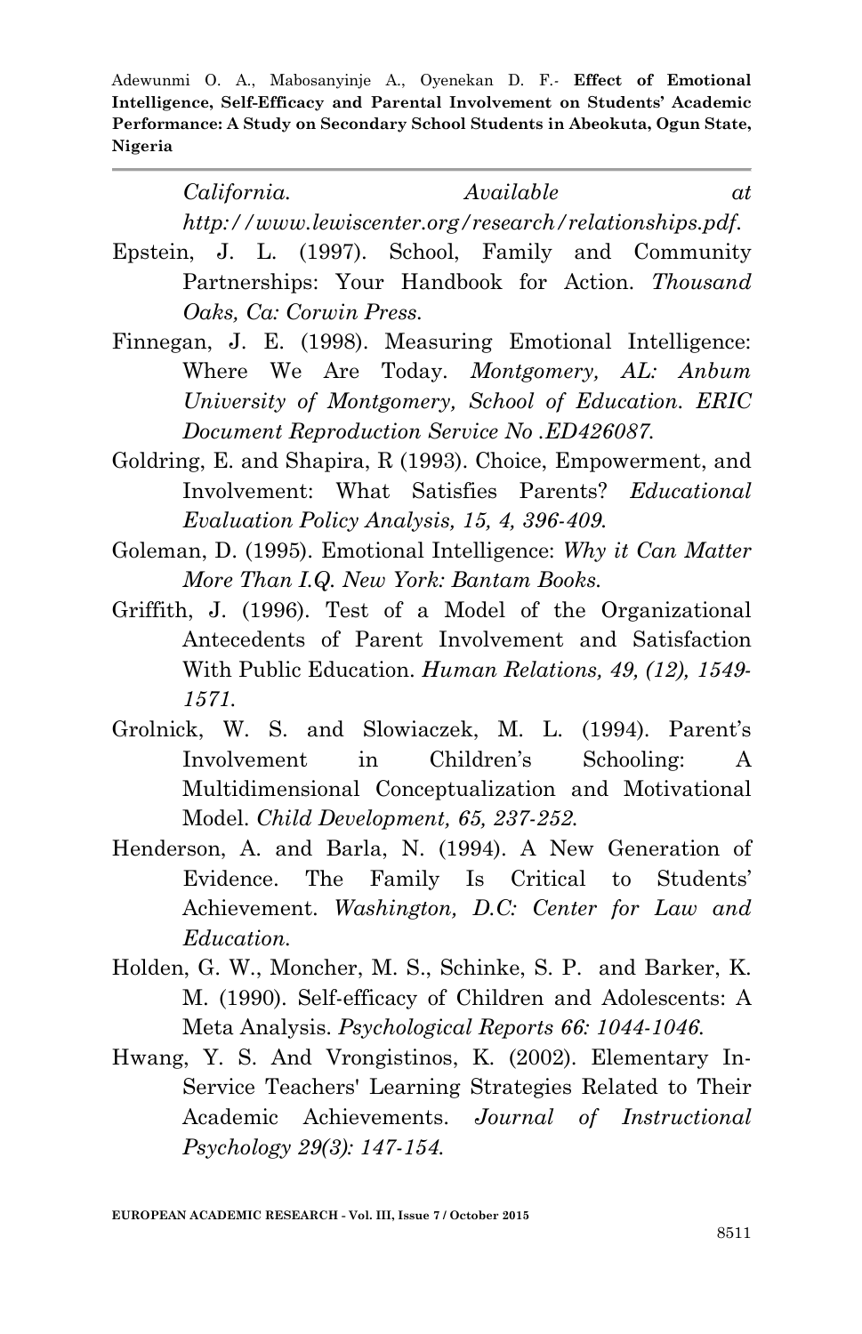*California. Available at http://www.lewiscenter.org/research/relationships.pdf.*

Epstein, J. L. (1997). School, Family and Community Partnerships: Your Handbook for Action. *Thousand Oaks, Ca: Corwin Press.*

Finnegan, J. E. (1998). Measuring Emotional Intelligence: Where We Are Today. *Montgomery, AL: Anbum University of Montgomery, School of Education. ERIC Document Reproduction Service No .ED426087.*

Goldring, E. and Shapira, R (1993). Choice, Empowerment, and Involvement: What Satisfies Parents? *Educational Evaluation Policy Analysis, 15, 4, 396-409.*

Goleman, D. (1995). Emotional Intelligence: *Why it Can Matter More Than I.Q. New York: Bantam Books.*

Griffith, J. (1996). Test of a Model of the Organizational Antecedents of Parent Involvement and Satisfaction With Public Education. *Human Relations, 49, (12), 1549-1571.*

Grolnick, W. S. and Slowiaczek, M. L. (1994). Parent's Involvement in Children's Schooling: A Multidimensional Conceptualization and Motivational Model. *Child Development, 65, 237-252.*

Henderson, A. and Barla, N. (1994). A New Generation of Evidence. The Family Is Critical to Students' Achievement. *Washington, D.C: Center for Law and Education.*

Holden, G. W., Moncher, M. S., Schinke, S. P. and Barker, K. M. (1990). Self-efficacy of Children and Adolescents: A Meta Analysis. *Psychological Reports 66: 1044-1046.*

Hwang, Y. S. And Vrongistinos, K. (2002). Elementary In-Service Teachers' Learning Strategies Related to Their Academic Achievements. *Journal of Instructional Psychology 29(3): 147-154.*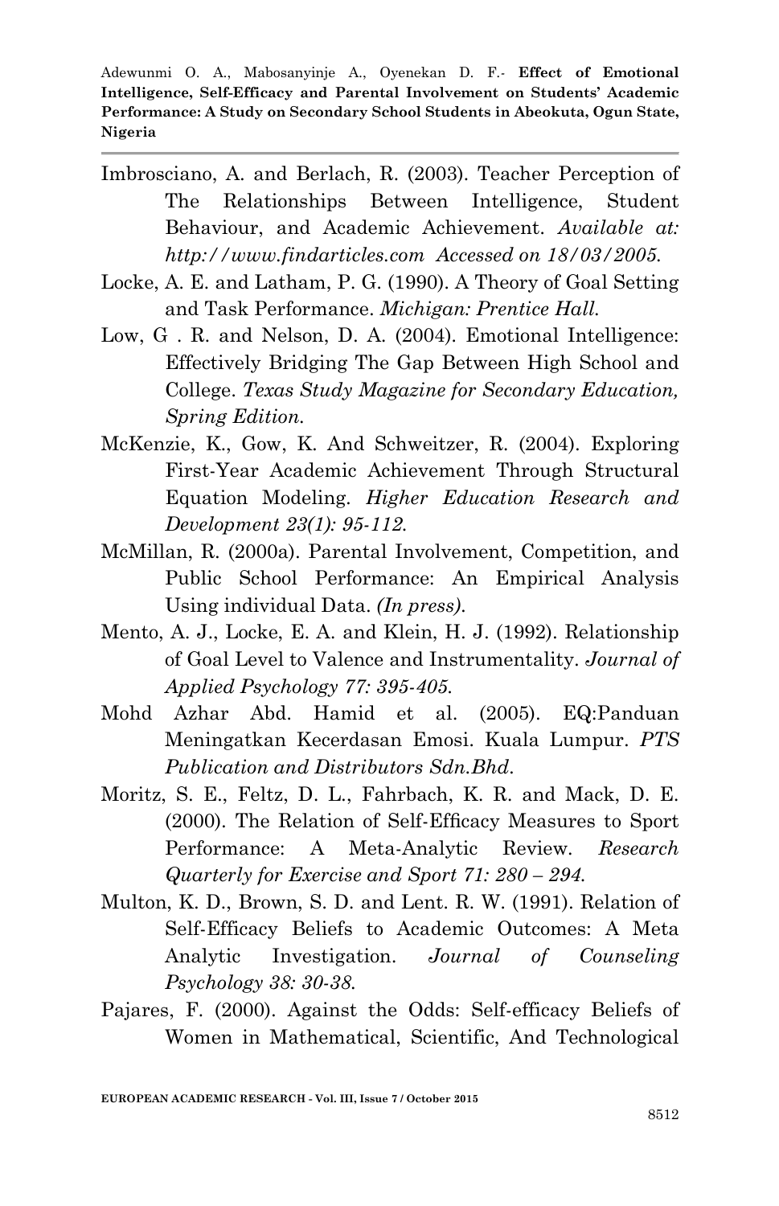Imbrosciano, A. and Berlach, R. (2003). Teacher Perception of The Relationships Between Intelligence, Student Behaviour, and Academic Achievement. *Available at: http://www.findarticles.com Accessed on 18/03/2005.*

Locke, A. E. and Latham, P. G. (1990). A Theory of Goal Setting and Task Performance. *Michigan: Prentice Hall.*

Low, G . R. and Nelson, D. A. (2004). Emotional Intelligence: Effectively Bridging The Gap Between High School and College. *Texas Study Magazine for Secondary Education, Spring Edition.*

McKenzie, K., Gow, K. And Schweitzer, R. (2004). Exploring First-Year Academic Achievement Through Structural Equation Modeling. *Higher Education Research and Development 23(1): 95-112.*

McMillan, R. (2000a). Parental Involvement, Competition, and Public School Performance: An Empirical Analysis Using individual Data. *(In press).*

Mento, A. J., Locke, E. A. and Klein, H. J. (1992). Relationship of Goal Level to Valence and Instrumentality. *Journal of Applied Psychology 77: 395-405.*

Mohd Azhar Abd. Hamid et al. (2005). EQ:Panduan Meningatkan Kecerdasan Emosi. Kuala Lumpur. *PTS Publication and Distributors Sdn.Bhd.*

Moritz, S. E., Feltz, D. L., Fahrbach, K. R. and Mack, D. E. (2000). The Relation of Self-Efficacy Measures to Sport Performance: A Meta-Analytic Review. *Research Quarterly for Exercise and Sport 71: 280 – 294.*

Multon, K. D., Brown, S. D. and Lent. R. W. (1991). Relation of Self-Efficacy Beliefs to Academic Outcomes: A Meta Analytic Investigation. *Journal of Counseling Psychology 38: 30-38.*

Pajares, F. (2000). Against the Odds: Self-efficacy Beliefs of Women in Mathematical, Scientific, And Technological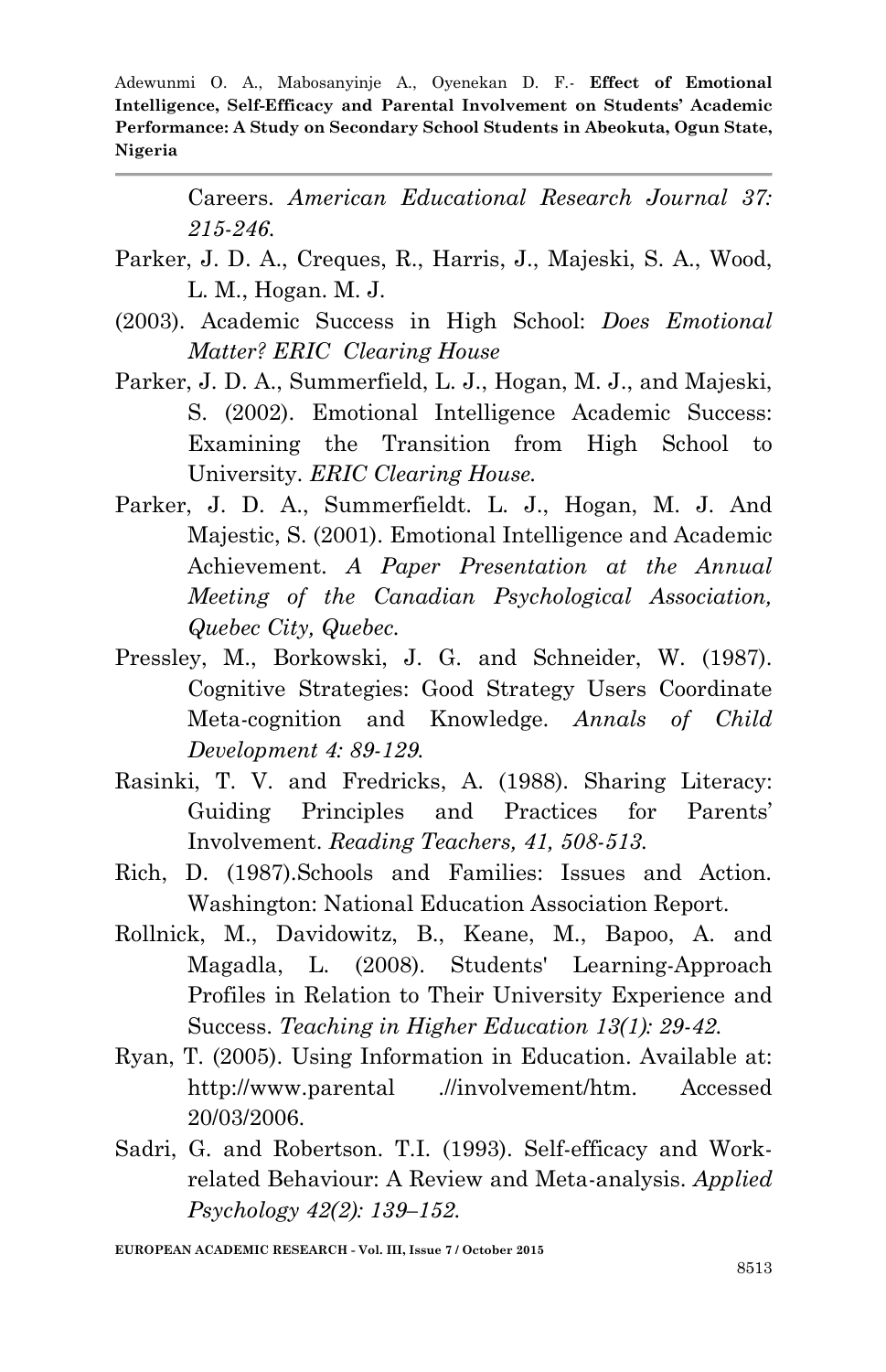Careers. *American Educational Research Journal 37: 215-246.*

Parker, J. D. A., Creques, R., Harris, J., Majeski, S. A., Wood, L. M., Hogan. M. J.

(2003). Academic Success in High School: *Does Emotional Matter? ERIC Clearing House*

Parker, J. D. A., Summerfield, L. J., Hogan, M. J., and Majeski, S. (2002). Emotional Intelligence Academic Success: Examining the Transition from High School to University. *ERIC Clearing House.*

Parker, J. D. A., Summerfieldt. L. J., Hogan, M. J. And Majestic, S. (2001). Emotional Intelligence and Academic Achievement. *A Paper Presentation at the Annual Meeting of the Canadian Psychological Association, Quebec City, Quebec.*

Pressley, M., Borkowski, J. G. and Schneider, W. (1987). Cognitive Strategies: Good Strategy Users Coordinate Meta-cognition and Knowledge. *Annals of Child Development 4: 89-129.*

Rasinki, T. V. and Fredricks, A. (1988). Sharing Literacy: Guiding Principles and Practices for Parents' Involvement. *Reading Teachers, 41, 508-513.*

Rich, D. (1987).Schools and Families: Issues and Action. Washington: National Education Association Report.

Rollnick, M., Davidowitz, B., Keane, M., Bapoo, A. and Magadla, L. (2008). Students' Learning-Approach Profiles in Relation to Their University Experience and Success. *Teaching in Higher Education 13(1): 29-42.*

Ryan, T. (2005). Using Information in Education. Available at: http://www.parental .//involvement/htm. Accessed 20/03/2006.

Sadri, G. and Robertson. T.I. (1993). Self-efficacy and Work-related Behaviour: A Review and Meta-analysis. *Applied Psychology 42(2): 139–152.*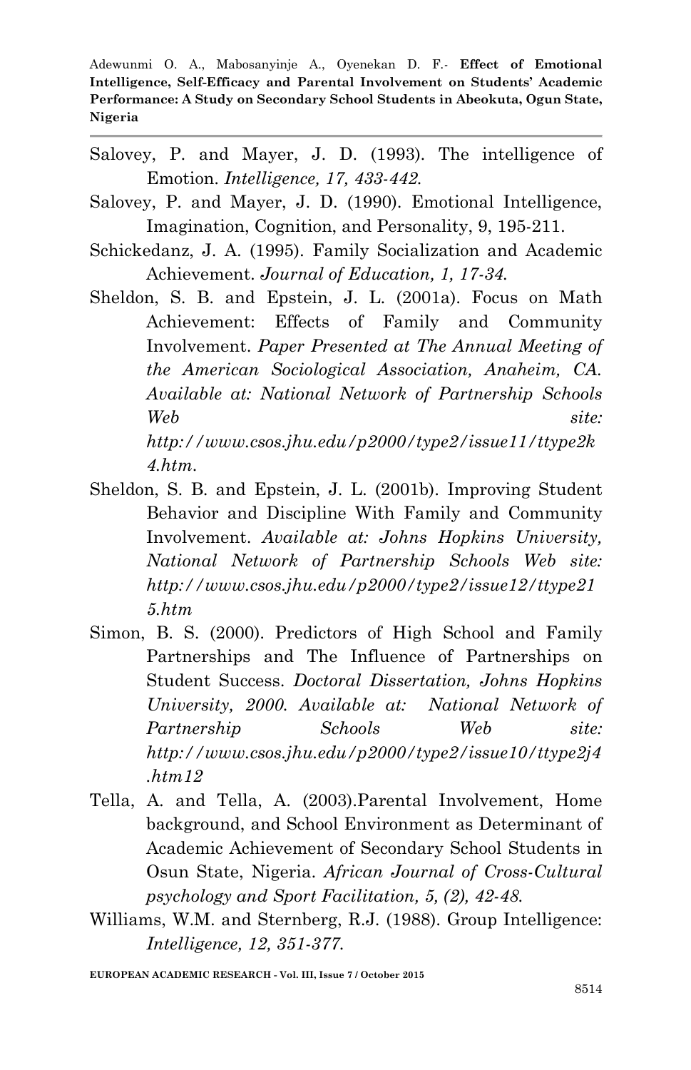Salovey, P. and Mayer, J. D. (1993). The intelligence of Emotion. *Intelligence, 17, 433-442.*

Salovey, P. and Mayer, J. D. (1990). Emotional Intelligence, Imagination, Cognition, and Personality, 9, 195-211.

Schickedanz, J. A. (1995). Family Socialization and Academic Achievement. *Journal of Education, 1, 17-34.*

Sheldon, S. B. and Epstein, J. L. (2001a). Focus on Math Achievement: Effects of Family and Community Involvement. *Paper Presented at The Annual Meeting of the American Sociological Association, Anaheim, CA. Available at: National Network of Partnership Schools Web site: http://www.csos.jhu.edu/p2000/type2/issue11/ttype2k4.htm.*

Sheldon, S. B. and Epstein, J. L. (2001b). Improving Student Behavior and Discipline With Family and Community Involvement. *Available at: Johns Hopkins University, National Network of Partnership Schools Web site: http://www.csos.jhu.edu/p2000/type2/issue12/ttype215.htm*

Simon, B. S. (2000). Predictors of High School and Family Partnerships and The Influence of Partnerships on Student Success. *Doctoral Dissertation, Johns Hopkins University, 2000. Available at: National Network of Partnership Schools Web site: http://www.csos.jhu.edu/p2000/type2/issue10/ttype2j4.htm12*

Tella, A. and Tella, A. (2003).Parental Involvement, Home background, and School Environment as Determinant of Academic Achievement of Secondary School Students in Osun State, Nigeria. *African Journal of Cross-Cultural psychology and Sport Facilitation, 5, (2), 42-48.*

Williams, W.M. and Sternberg, R.J. (1988). Group Intelligence: *Intelligence, 12, 351-377.*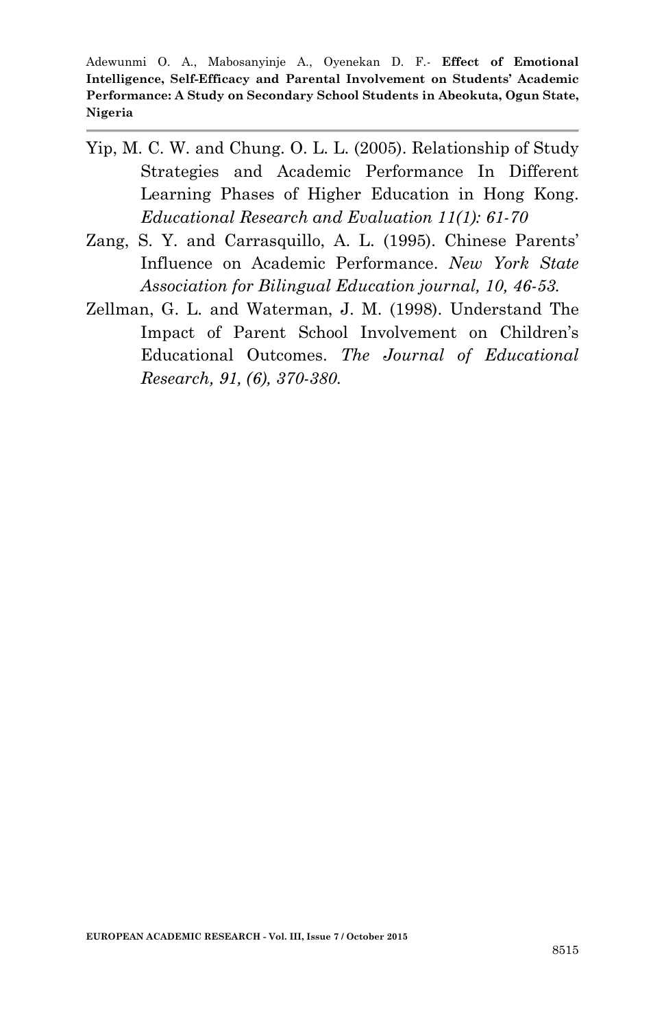Yip, M. C. W. and Chung. O. L. L. (2005). Relationship of Study Strategies and Academic Performance In Different Learning Phases of Higher Education in Hong Kong. *Educational Research and Evaluation 11(1): 61-70*

Zang, S. Y. and Carrasquillo, A. L. (1995). Chinese Parents' Influence on Academic Performance. *New York State Association for Bilingual Education journal, 10, 46-53.*

Zellman, G. L. and Waterman, J. M. (1998). Understand The Impact of Parent School Involvement on Children's Educational Outcomes. *The Journal of Educational Research, 91, (6), 370-380.*